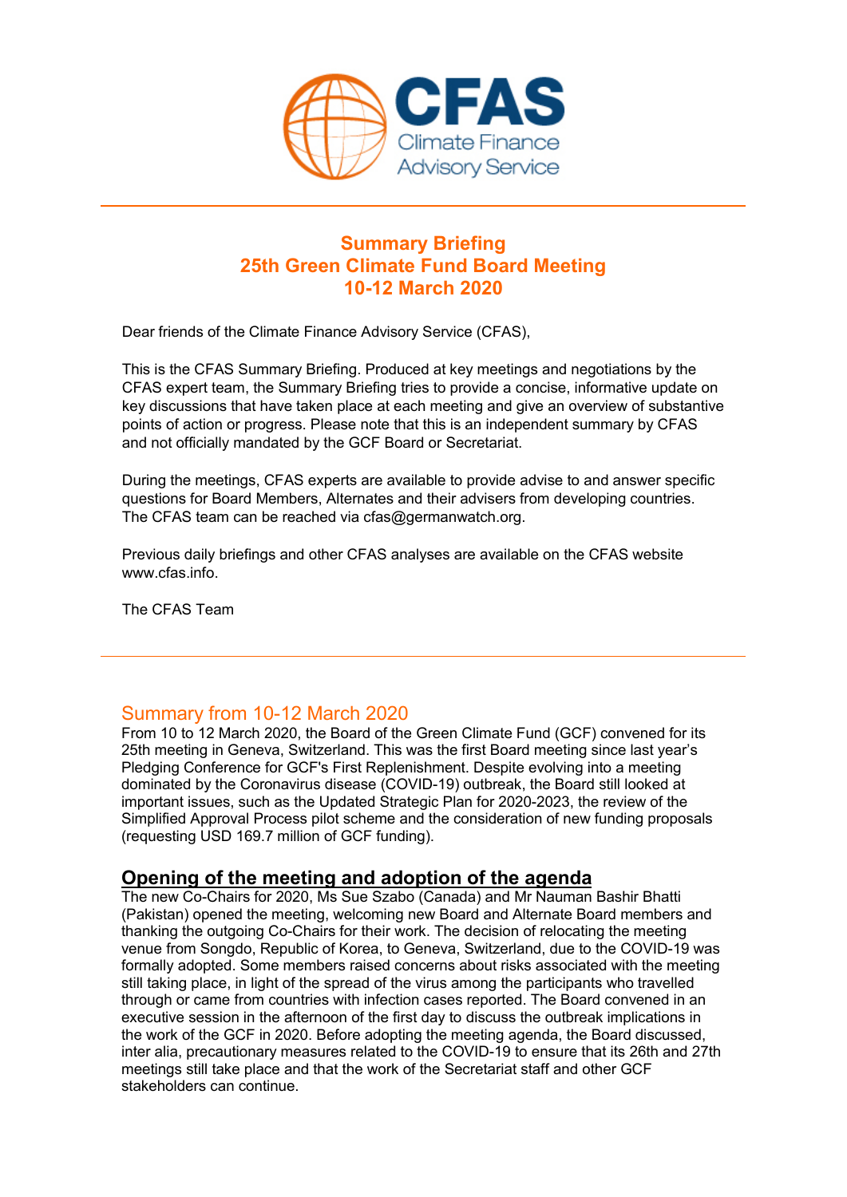CFAS Climate Finance Advisory Service

---

# Summary Briefing
# 25th Green Climate Fund Board Meeting
# 10-12 March 2020

Dear friends of the Climate Finance Advisory Service (CFAS),

This is the CFAS Summary Briefing. Produced at key meetings and negotiations by the CFAS expert team, the Summary Briefing tries to provide a concise, informative update on key discussions that have taken place at each meeting and give an overview of substantive points of action or progress. Please note that this is an independent summary by CFAS and not officially mandated by the GCF Board or Secretariat.

During the meetings, CFAS experts are available to provide advise to and answer specific questions for Board Members, Alternates and their advisers from developing countries. The CFAS team can be reached via cfas@germanwatch.org.

Previous daily briefings and other CFAS analyses are available on the CFAS website www.cfas.info.

The CFAS Team

---

## Summary from 10-12 March 2020

From 10 to 12 March 2020, the Board of the Green Climate Fund (GCF) convened for its 25th meeting in Geneva, Switzerland. This was the first Board meeting since last year's Pledging Conference for GCF's First Replenishment. Despite evolving into a meeting dominated by the Coronavirus disease (COVID-19) outbreak, the Board still looked at important issues, such as the Updated Strategic Plan for 2020-2023, the review of the Simplified Approval Process pilot scheme and the consideration of new funding proposals (requesting USD 169.7 million of GCF funding).

## Opening of the meeting and adoption of the agenda

The new Co-Chairs for 2020, Ms Sue Szabo (Canada) and Mr Nauman Bashir Bhatti (Pakistan) opened the meeting, welcoming new Board and Alternate Board members and thanking the outgoing Co-Chairs for their work. The decision of relocating the meeting venue from Songdo, Republic of Korea, to Geneva, Switzerland, due to the COVID-19 was formally adopted. Some members raised concerns about risks associated with the meeting still taking place, in light of the spread of the virus among the participants who travelled through or came from countries with infection cases reported. The Board convened in an executive session in the afternoon of the first day to discuss the outbreak implications in the work of the GCF in 2020. Before adopting the meeting agenda, the Board discussed, inter alia, precautionary measures related to the COVID-19 to ensure that its 26th and 27th meetings still take place and that the work of the Secretariat staff and other GCF stakeholders can continue.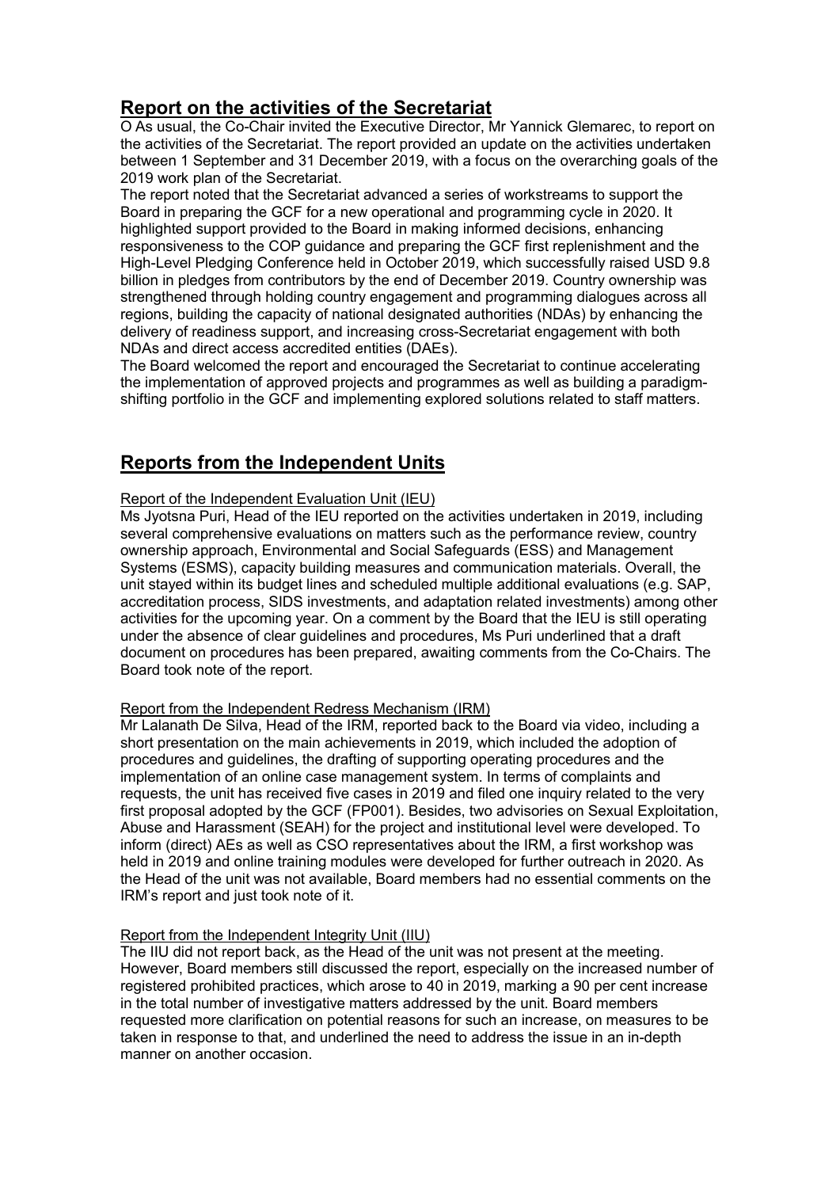## Report on the activities of the Secretariat

O As usual, the Co-Chair invited the Executive Director, Mr Yannick Glemarec, to report on the activities of the Secretariat. The report provided an update on the activities undertaken between 1 September and 31 December 2019, with a focus on the overarching goals of the 2019 work plan of the Secretariat.

The report noted that the Secretariat advanced a series of workstreams to support the Board in preparing the GCF for a new operational and programming cycle in 2020. It highlighted support provided to the Board in making informed decisions, enhancing responsiveness to the COP guidance and preparing the GCF first replenishment and the High-Level Pledging Conference held in October 2019, which successfully raised USD 9.8 billion in pledges from contributors by the end of December 2019. Country ownership was strengthened through holding country engagement and programming dialogues across all regions, building the capacity of national designated authorities (NDAs) by enhancing the delivery of readiness support, and increasing cross-Secretariat engagement with both NDAs and direct access accredited entities (DAEs).

The Board welcomed the report and encouraged the Secretariat to continue accelerating the implementation of approved projects and programmes as well as building a paradigm-shifting portfolio in the GCF and implementing explored solutions related to staff matters.

## Reports from the Independent Units

Report of the Independent Evaluation Unit (IEU)

Ms Jyotsna Puri, Head of the IEU reported on the activities undertaken in 2019, including several comprehensive evaluations on matters such as the performance review, country ownership approach, Environmental and Social Safeguards (ESS) and Management Systems (ESMS), capacity building measures and communication materials. Overall, the unit stayed within its budget lines and scheduled multiple additional evaluations (e.g. SAP, accreditation process, SIDS investments, and adaptation related investments) among other activities for the upcoming year. On a comment by the Board that the IEU is still operating under the absence of clear guidelines and procedures, Ms Puri underlined that a draft document on procedures has been prepared, awaiting comments from the Co-Chairs. The Board took note of the report.

Report from the Independent Redress Mechanism (IRM)

Mr Lalanath De Silva, Head of the IRM, reported back to the Board via video, including a short presentation on the main achievements in 2019, which included the adoption of procedures and guidelines, the drafting of supporting operating procedures and the implementation of an online case management system. In terms of complaints and requests, the unit has received five cases in 2019 and filed one inquiry related to the very first proposal adopted by the GCF (FP001). Besides, two advisories on Sexual Exploitation, Abuse and Harassment (SEAH) for the project and institutional level were developed. To inform (direct) AEs as well as CSO representatives about the IRM, a first workshop was held in 2019 and online training modules were developed for further outreach in 2020. As the Head of the unit was not available, Board members had no essential comments on the IRM's report and just took note of it.

Report from the Independent Integrity Unit (IIU)

The IIU did not report back, as the Head of the unit was not present at the meeting. However, Board members still discussed the report, especially on the increased number of registered prohibited practices, which arose to 40 in 2019, marking a 90 per cent increase in the total number of investigative matters addressed by the unit. Board members requested more clarification on potential reasons for such an increase, on measures to be taken in response to that, and underlined the need to address the issue in an in-depth manner on another occasion.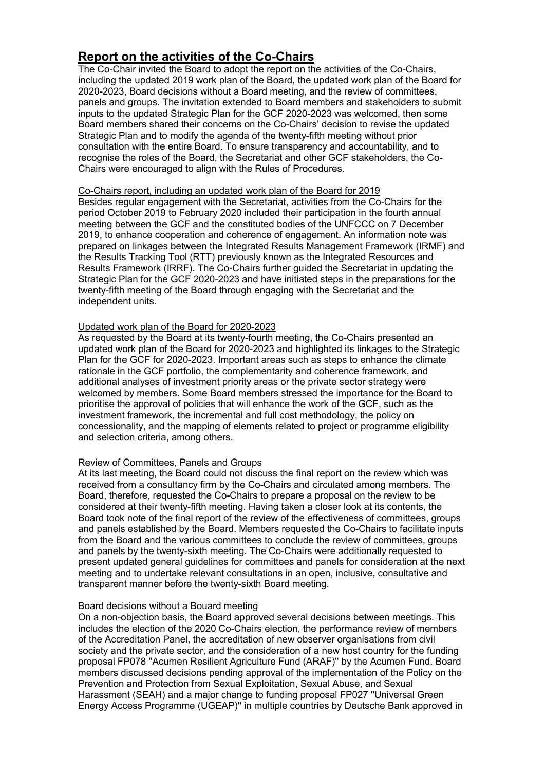## Report on the activities of the Co-Chairs

The Co-Chair invited the Board to adopt the report on the activities of the Co-Chairs, including the updated 2019 work plan of the Board, the updated work plan of the Board for 2020-2023, Board decisions without a Board meeting, and the review of committees, panels and groups. The invitation extended to Board members and stakeholders to submit inputs to the updated Strategic Plan for the GCF 2020-2023 was welcomed, then some Board members shared their concerns on the Co-Chairs' decision to revise the updated Strategic Plan and to modify the agenda of the twenty-fifth meeting without prior consultation with the entire Board. To ensure transparency and accountability, and to recognise the roles of the Board, the Secretariat and other GCF stakeholders, the Co-Chairs were encouraged to align with the Rules of Procedures.

Co-Chairs report, including an updated work plan of the Board for 2019

Besides regular engagement with the Secretariat, activities from the Co-Chairs for the period October 2019 to February 2020 included their participation in the fourth annual meeting between the GCF and the constituted bodies of the UNFCCC on 7 December 2019, to enhance cooperation and coherence of engagement. An information note was prepared on linkages between the Integrated Results Management Framework (IRMF) and the Results Tracking Tool (RTT) previously known as the Integrated Resources and Results Framework (IRRF). The Co-Chairs further guided the Secretariat in updating the Strategic Plan for the GCF 2020-2023 and have initiated steps in the preparations for the twenty-fifth meeting of the Board through engaging with the Secretariat and the independent units.

Updated work plan of the Board for 2020-2023

As requested by the Board at its twenty-fourth meeting, the Co-Chairs presented an updated work plan of the Board for 2020-2023 and highlighted its linkages to the Strategic Plan for the GCF for 2020-2023. Important areas such as steps to enhance the climate rationale in the GCF portfolio, the complementarity and coherence framework, and additional analyses of investment priority areas or the private sector strategy were welcomed by members. Some Board members stressed the importance for the Board to prioritise the approval of policies that will enhance the work of the GCF, such as the investment framework, the incremental and full cost methodology, the policy on concessionality, and the mapping of elements related to project or programme eligibility and selection criteria, among others.

Review of Committees, Panels and Groups

At its last meeting, the Board could not discuss the final report on the review which was received from a consultancy firm by the Co-Chairs and circulated among members. The Board, therefore, requested the Co-Chairs to prepare a proposal on the review to be considered at their twenty-fifth meeting. Having taken a closer look at its contents, the Board took note of the final report of the review of the effectiveness of committees, groups and panels established by the Board. Members requested the Co-Chairs to facilitate inputs from the Board and the various committees to conclude the review of committees, groups and panels by the twenty-sixth meeting. The Co-Chairs were additionally requested to present updated general guidelines for committees and panels for consideration at the next meeting and to undertake relevant consultations in an open, inclusive, consultative and transparent manner before the twenty-sixth Board meeting.

Board decisions without a Bouard meeting

On a non-objection basis, the Board approved several decisions between meetings. This includes the election of the 2020 Co-Chairs election, the performance review of members of the Accreditation Panel, the accreditation of new observer organisations from civil society and the private sector, and the consideration of a new host country for the funding proposal FP078 "Acumen Resilient Agriculture Fund (ARAF)" by the Acumen Fund. Board members discussed decisions pending approval of the implementation of the Policy on the Prevention and Protection from Sexual Exploitation, Sexual Abuse, and Sexual Harassment (SEAH) and a major change to funding proposal FP027 "Universal Green Energy Access Programme (UGEAP)" in multiple countries by Deutsche Bank approved in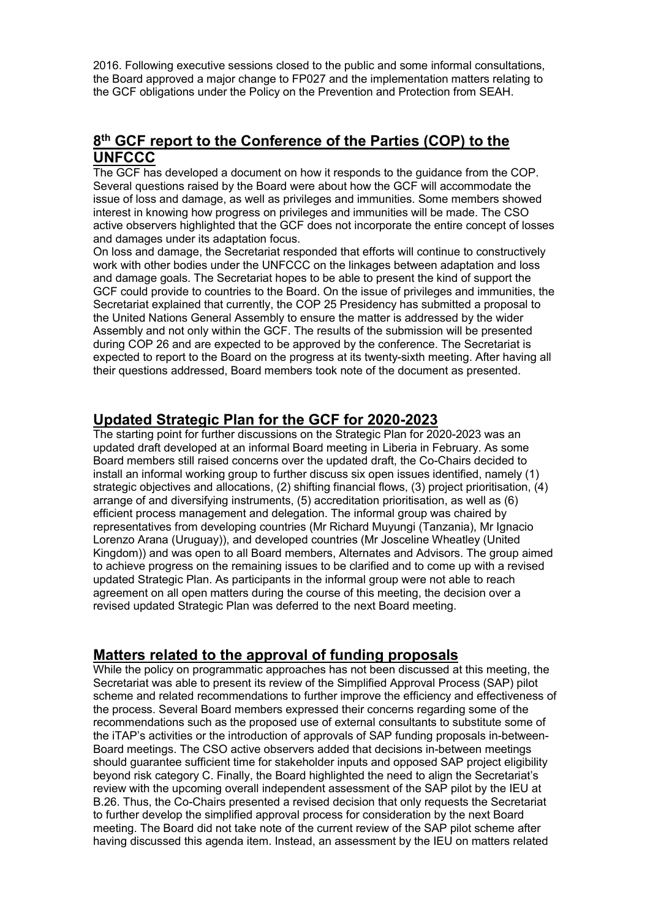2016. Following executive sessions closed to the public and some informal consultations, the Board approved a major change to FP027 and the implementation matters relating to the GCF obligations under the Policy on the Prevention and Protection from SEAH.

## 8th GCF report to the Conference of the Parties (COP) to the UNFCCC

The GCF has developed a document on how it responds to the guidance from the COP. Several questions raised by the Board were about how the GCF will accommodate the issue of loss and damage, as well as privileges and immunities. Some members showed interest in knowing how progress on privileges and immunities will be made. The CSO active observers highlighted that the GCF does not incorporate the entire concept of losses and damages under its adaptation focus.

On loss and damage, the Secretariat responded that efforts will continue to constructively work with other bodies under the UNFCCC on the linkages between adaptation and loss and damage goals. The Secretariat hopes to be able to present the kind of support the GCF could provide to countries to the Board. On the issue of privileges and immunities, the Secretariat explained that currently, the COP 25 Presidency has submitted a proposal to the United Nations General Assembly to ensure the matter is addressed by the wider Assembly and not only within the GCF. The results of the submission will be presented during COP 26 and are expected to be approved by the conference. The Secretariat is expected to report to the Board on the progress at its twenty-sixth meeting. After having all their questions addressed, Board members took note of the document as presented.

## Updated Strategic Plan for the GCF for 2020-2023

The starting point for further discussions on the Strategic Plan for 2020-2023 was an updated draft developed at an informal Board meeting in Liberia in February. As some Board members still raised concerns over the updated draft, the Co-Chairs decided to install an informal working group to further discuss six open issues identified, namely (1) strategic objectives and allocations, (2) shifting financial flows, (3) project prioritisation, (4) arrange of and diversifying instruments, (5) accreditation prioritisation, as well as (6) efficient process management and delegation. The informal group was chaired by representatives from developing countries (Mr Richard Muyungi (Tanzania), Mr Ignacio Lorenzo Arana (Uruguay)), and developed countries (Mr Josceline Wheatley (United Kingdom)) and was open to all Board members, Alternates and Advisors. The group aimed to achieve progress on the remaining issues to be clarified and to come up with a revised updated Strategic Plan. As participants in the informal group were not able to reach agreement on all open matters during the course of this meeting, the decision over a revised updated Strategic Plan was deferred to the next Board meeting.

## Matters related to the approval of funding proposals

While the policy on programmatic approaches has not been discussed at this meeting, the Secretariat was able to present its review of the Simplified Approval Process (SAP) pilot scheme and related recommendations to further improve the efficiency and effectiveness of the process. Several Board members expressed their concerns regarding some of the recommendations such as the proposed use of external consultants to substitute some of the iTAP's activities or the introduction of approvals of SAP funding proposals in-between-Board meetings. The CSO active observers added that decisions in-between meetings should guarantee sufficient time for stakeholder inputs and opposed SAP project eligibility beyond risk category C. Finally, the Board highlighted the need to align the Secretariat's review with the upcoming overall independent assessment of the SAP pilot by the IEU at B.26. Thus, the Co-Chairs presented a revised decision that only requests the Secretariat to further develop the simplified approval process for consideration by the next Board meeting. The Board did not take note of the current review of the SAP pilot scheme after having discussed this agenda item. Instead, an assessment by the IEU on matters related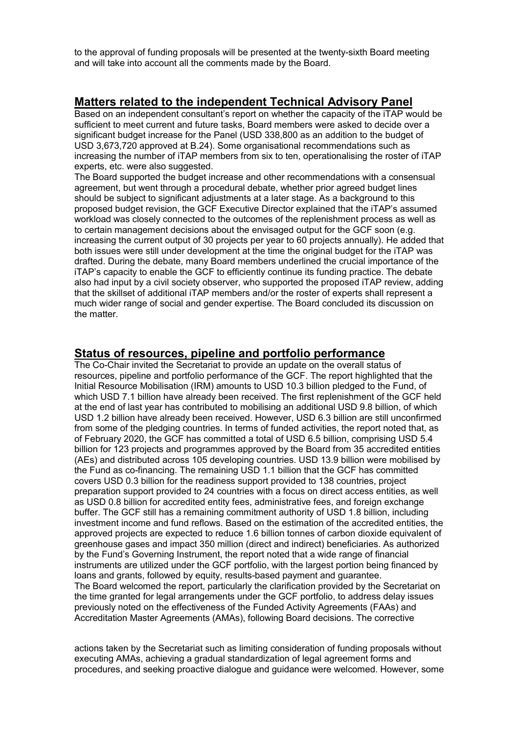to the approval of funding proposals will be presented at the twenty-sixth Board meeting and will take into account all the comments made by the Board.

## Matters related to the independent Technical Advisory Panel

Based on an independent consultant's report on whether the capacity of the iTAP would be sufficient to meet current and future tasks, Board members were asked to decide over a significant budget increase for the Panel (USD 338,800 as an addition to the budget of USD 3,673,720 approved at B.24). Some organisational recommendations such as increasing the number of iTAP members from six to ten, operationalising the roster of iTAP experts, etc. were also suggested.

The Board supported the budget increase and other recommendations with a consensual agreement, but went through a procedural debate, whether prior agreed budget lines should be subject to significant adjustments at a later stage. As a background to this proposed budget revision, the GCF Executive Director explained that the iTAP's assumed workload was closely connected to the outcomes of the replenishment process as well as to certain management decisions about the envisaged output for the GCF soon (e.g. increasing the current output of 30 projects per year to 60 projects annually). He added that both issues were still under development at the time the original budget for the iTAP was drafted. During the debate, many Board members underlined the crucial importance of the iTAP's capacity to enable the GCF to efficiently continue its funding practice. The debate also had input by a civil society observer, who supported the proposed iTAP review, adding that the skillset of additional iTAP members and/or the roster of experts shall represent a much wider range of social and gender expertise. The Board concluded its discussion on the matter.

## Status of resources, pipeline and portfolio performance

The Co-Chair invited the Secretariat to provide an update on the overall status of resources, pipeline and portfolio performance of the GCF. The report highlighted that the Initial Resource Mobilisation (IRM) amounts to USD 10.3 billion pledged to the Fund, of which USD 7.1 billion have already been received. The first replenishment of the GCF held at the end of last year has contributed to mobilising an additional USD 9.8 billion, of which USD 1.2 billion have already been received. However, USD 6.3 billion are still unconfirmed from some of the pledging countries. In terms of funded activities, the report noted that, as of February 2020, the GCF has committed a total of USD 6.5 billion, comprising USD 5.4 billion for 123 projects and programmes approved by the Board from 35 accredited entities (AEs) and distributed across 105 developing countries. USD 13.9 billion were mobilised by the Fund as co-financing. The remaining USD 1.1 billion that the GCF has committed covers USD 0.3 billion for the readiness support provided to 138 countries, project preparation support provided to 24 countries with a focus on direct access entities, as well as USD 0.8 billion for accredited entity fees, administrative fees, and foreign exchange buffer. The GCF still has a remaining commitment authority of USD 1.8 billion, including investment income and fund reflows. Based on the estimation of the accredited entities, the approved projects are expected to reduce 1.6 billion tonnes of carbon dioxide equivalent of greenhouse gases and impact 350 million (direct and indirect) beneficiaries. As authorized by the Fund's Governing Instrument, the report noted that a wide range of financial instruments are utilized under the GCF portfolio, with the largest portion being financed by loans and grants, followed by equity, results-based payment and guarantee.

The Board welcomed the report, particularly the clarification provided by the Secretariat on the time granted for legal arrangements under the GCF portfolio, to address delay issues previously noted on the effectiveness of the Funded Activity Agreements (FAAs) and Accreditation Master Agreements (AMAs), following Board decisions. The corrective actions taken by the Secretariat such as limiting consideration of funding proposals without executing AMAs, achieving a gradual standardization of legal agreement forms and procedures, and seeking proactive dialogue and guidance were welcomed. However, some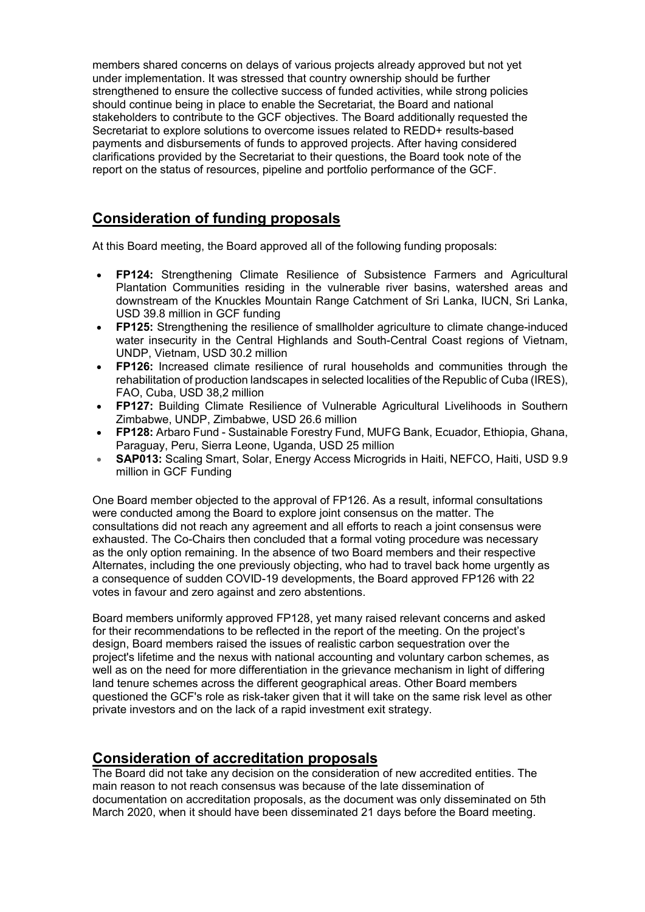members shared concerns on delays of various projects already approved but not yet under implementation. It was stressed that country ownership should be further strengthened to ensure the collective success of funded activities, while strong policies should continue being in place to enable the Secretariat, the Board and national stakeholders to contribute to the GCF objectives. The Board additionally requested the Secretariat to explore solutions to overcome issues related to REDD+ results-based payments and disbursements of funds to approved projects. After having considered clarifications provided by the Secretariat to their questions, the Board took note of the report on the status of resources, pipeline and portfolio performance of the GCF.

## Consideration of funding proposals

At this Board meeting, the Board approved all of the following funding proposals:

- **FP124:** Strengthening Climate Resilience of Subsistence Farmers and Agricultural Plantation Communities residing in the vulnerable river basins, watershed areas and downstream of the Knuckles Mountain Range Catchment of Sri Lanka, IUCN, Sri Lanka, USD 39.8 million in GCF funding
- **FP125:** Strengthening the resilience of smallholder agriculture to climate change-induced water insecurity in the Central Highlands and South-Central Coast regions of Vietnam, UNDP, Vietnam, USD 30.2 million
- **FP126:** Increased climate resilience of rural households and communities through the rehabilitation of production landscapes in selected localities of the Republic of Cuba (IRES), FAO, Cuba, USD 38,2 million
- **FP127:** Building Climate Resilience of Vulnerable Agricultural Livelihoods in Southern Zimbabwe, UNDP, Zimbabwe, USD 26.6 million
- **FP128:** Arbaro Fund - Sustainable Forestry Fund, MUFG Bank, Ecuador, Ethiopia, Ghana, Paraguay, Peru, Sierra Leone, Uganda, USD 25 million
- **SAP013:** Scaling Smart, Solar, Energy Access Microgrids in Haiti, NEFCO, Haiti, USD 9.9 million in GCF Funding

One Board member objected to the approval of FP126. As a result, informal consultations were conducted among the Board to explore joint consensus on the matter. The consultations did not reach any agreement and all efforts to reach a joint consensus were exhausted. The Co-Chairs then concluded that a formal voting procedure was necessary as the only option remaining. In the absence of two Board members and their respective Alternates, including the one previously objecting, who had to travel back home urgently as a consequence of sudden COVID-19 developments, the Board approved FP126 with 22 votes in favour and zero against and zero abstentions.

Board members uniformly approved FP128, yet many raised relevant concerns and asked for their recommendations to be reflected in the report of the meeting. On the project's design, Board members raised the issues of realistic carbon sequestration over the project's lifetime and the nexus with national accounting and voluntary carbon schemes, as well as on the need for more differentiation in the grievance mechanism in light of differing land tenure schemes across the different geographical areas. Other Board members questioned the GCF's role as risk-taker given that it will take on the same risk level as other private investors and on the lack of a rapid investment exit strategy.

## Consideration of accreditation proposals

The Board did not take any decision on the consideration of new accredited entities. The main reason to not reach consensus was because of the late dissemination of documentation on accreditation proposals, as the document was only disseminated on 5th March 2020, when it should have been disseminated 21 days before the Board meeting.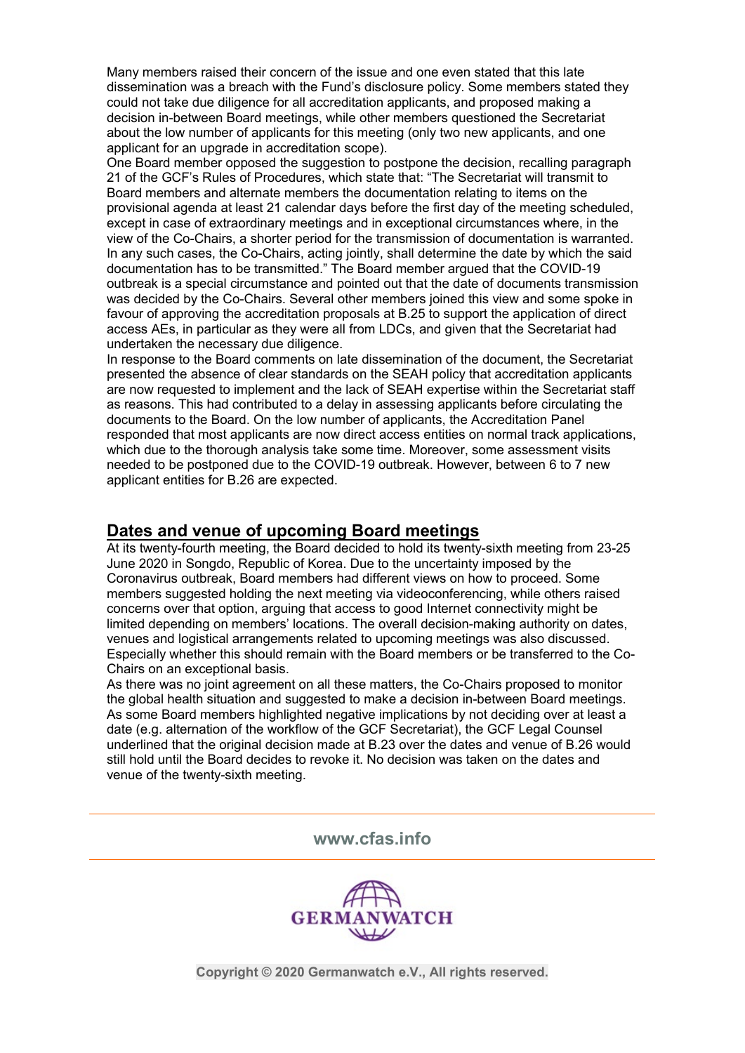Many members raised their concern of the issue and one even stated that this late dissemination was a breach with the Fund's disclosure policy. Some members stated they could not take due diligence for all accreditation applicants, and proposed making a decision in-between Board meetings, while other members questioned the Secretariat about the low number of applicants for this meeting (only two new applicants, and one applicant for an upgrade in accreditation scope).

One Board member opposed the suggestion to postpone the decision, recalling paragraph 21 of the GCF's Rules of Procedures, which state that: "The Secretariat will transmit to Board members and alternate members the documentation relating to items on the provisional agenda at least 21 calendar days before the first day of the meeting scheduled, except in case of extraordinary meetings and in exceptional circumstances where, in the view of the Co-Chairs, a shorter period for the transmission of documentation is warranted. In any such cases, the Co-Chairs, acting jointly, shall determine the date by which the said documentation has to be transmitted." The Board member argued that the COVID-19 outbreak is a special circumstance and pointed out that the date of documents transmission was decided by the Co-Chairs. Several other members joined this view and some spoke in favour of approving the accreditation proposals at B.25 to support the application of direct access AEs, in particular as they were all from LDCs, and given that the Secretariat had undertaken the necessary due diligence.

In response to the Board comments on late dissemination of the document, the Secretariat presented the absence of clear standards on the SEAH policy that accreditation applicants are now requested to implement and the lack of SEAH expertise within the Secretariat staff as reasons. This had contributed to a delay in assessing applicants before circulating the documents to the Board. On the low number of applicants, the Accreditation Panel responded that most applicants are now direct access entities on normal track applications, which due to the thorough analysis take some time. Moreover, some assessment visits needed to be postponed due to the COVID-19 outbreak. However, between 6 to 7 new applicant entities for B.26 are expected.

## Dates and venue of upcoming Board meetings

At its twenty-fourth meeting, the Board decided to hold its twenty-sixth meeting from 23-25 June 2020 in Songdo, Republic of Korea. Due to the uncertainty imposed by the Coronavirus outbreak, Board members had different views on how to proceed. Some members suggested holding the next meeting via videoconferencing, while others raised concerns over that option, arguing that access to good Internet connectivity might be limited depending on members' locations. The overall decision-making authority on dates, venues and logistical arrangements related to upcoming meetings was also discussed. Especially whether this should remain with the Board members or be transferred to the Co-Chairs on an exceptional basis.

As there was no joint agreement on all these matters, the Co-Chairs proposed to monitor the global health situation and suggested to make a decision in-between Board meetings. As some Board members highlighted negative implications by not deciding over at least a date (e.g. alternation of the workflow of the GCF Secretariat), the GCF Legal Counsel underlined that the original decision made at B.23 over the dates and venue of B.26 would still hold until the Board decides to revoke it. No decision was taken on the dates and venue of the twenty-sixth meeting.

---

**www.cfas.info**

GERMANWATCH

**Copyright © 2020 Germanwatch e.V., All rights reserved.**